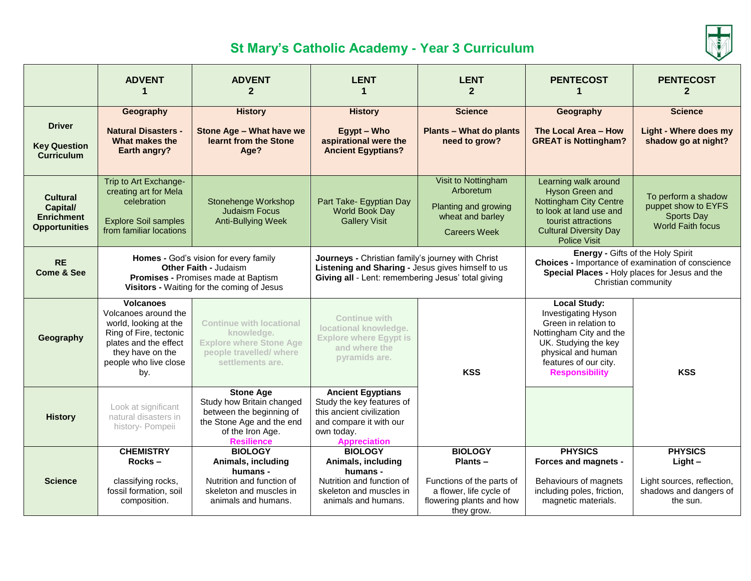# St Mary's Catholic Academy - Year 3 Curriculum

| | ADVENT 1 | ADVENT 2 | LENT 1 | LENT 2 | PENTECOST 1 | PENTECOST 2 |
|---|---|---|---|---|---|---|
| **Driver**<br><br>**Key Question Curriculum** | **Geography**<br><br>**Natural Disasters - What makes the Earth angry?** | **History**<br><br>**Stone Age – What have we learnt from the Stone Age?** | **History**<br><br>**Egypt – Who aspirational were the Ancient Egyptians?** | **Science**<br><br>**Plants – What do plants need to grow?** | **Geography**<br><br>**The Local Area – How GREAT is Nottingham?** | **Science**<br><br>**Light - Where does my shadow go at night?** |
| **Cultural Capital/ Enrichment Opportunities** | Trip to Art Exchange- creating art for Mela celebration<br><br>Explore Soil samples from familiar locations | Stonehenge Workshop<br>Judaism Focus<br>Anti-Bullying Week | Part Take- Egyptian Day<br>World Book Day<br>Gallery Visit | Visit to Nottingham Arboretum<br><br>Planting and growing wheat and barley<br><br>Careers Week | Learning walk around Hyson Green and Nottingham City Centre to look at land use and tourist attractions<br>Cultural Diversity Day<br>Police Visit | To perform a shadow puppet show to EYFS<br>Sports Day<br>World Faith focus |
| **RE**<br>**Come & See** | **Homes -** God's vision for every family<br>**Other Faith -** Judaism<br>**Promises -** Promises made at Baptism<br>**Visitors -** Waiting for the coming of Jesus | | **Journeys -** Christian family's journey with Christ<br>**Listening and Sharing -** Jesus gives himself to us<br>**Giving all** - Lent: remembering Jesus' total giving | | **Energy -** Gifts of the Holy Spirit<br>**Choices -** Importance of examination of conscience<br>**Special Places -** Holy places for Jesus and the Christian community | |
| **Geography** | **Volcanoes**<br>Volcanoes around the world, looking at the Ring of Fire, tectonic plates and the effect they have on the people who live close by. | **Continue with locational knowledge. Explore where Stone Age people travelled/ where settlements are.** | **Continue with locational knowledge. Explore where Egypt is and where the pyramids are.** | **KSS** | **Local Study:**<br>Investigating Hyson Green in relation to Nottingham City and the UK. Studying the key physical and human features of our city.<br>**Responsibility** | **KSS** |
| **History** | Look at significant natural disasters in history- Pompeii | **Stone Age**<br>Study how Britain changed between the beginning of the Stone Age and the end of the Iron Age.<br>**Resilience** | **Ancient Egyptians**<br>Study the key features of this ancient civilization and compare it with our own today.<br>**Appreciation** | | | |
| **Science** | **CHEMISTRY**<br>**Rocks –**<br><br>classifying rocks, fossil formation, soil composition. | **BIOLOGY**<br>**Animals, including humans -**<br>Nutrition and function of skeleton and muscles in animals and humans. | **BIOLOGY**<br>**Animals, including humans -**<br>Nutrition and function of skeleton and muscles in animals and humans. | **BIOLOGY**<br>**Plants –**<br><br>Functions of the parts of a flower, life cycle of flowering plants and how they grow. | **PHYSICS**<br>**Forces and magnets -**<br><br>Behaviours of magnets including poles, friction, magnetic materials. | **PHYSICS**<br>**Light –**<br><br>Light sources, reflection, shadows and dangers of the sun. |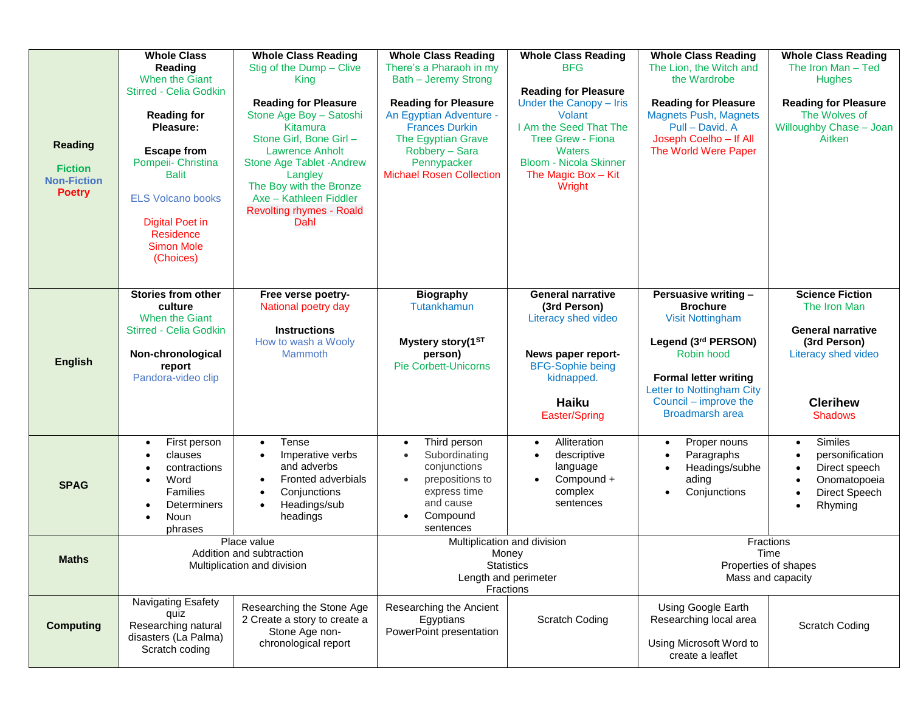| | | | | | | |
|---|---|---|---|---|---|---|
| **Reading**<br><br>**Fiction**<br>**Non-Fiction**<br>**Poetry** | **Whole Class Reading**<br>When the Giant Stirred - Celia Godkin<br><br>**Reading for Pleasure:**<br><br>**Escape from**<br>Pompeii- Christina Balit<br><br>ELS Volcano books<br><br>Digital Poet in Residence<br>Simon Mole<br>(Choices) | **Whole Class Reading**<br>Stig of the Dump – Clive King<br><br>**Reading for Pleasure**<br>Stone Age Boy – Satoshi Kitamura<br>Stone Girl, Bone Girl – Lawrence Anholt<br>Stone Age Tablet -Andrew Langley<br>The Boy with the Bronze Axe – Kathleen Fiddler<br>Revolting rhymes - Roald Dahl | **Whole Class Reading**<br>There's a Pharaoh in my Bath – Jeremy Strong<br><br>**Reading for Pleasure**<br>An Egyptian Adventure - Frances Durkin<br>The Egyptian Grave Robbery – Sara Pennypacker<br>Michael Rosen Collection | **Whole Class Reading**<br>BFG<br><br>**Reading for Pleasure**<br>Under the Canopy – Iris Volant<br>I Am the Seed That The Tree Grew - Fiona Waters<br>Bloom - Nicola Skinner<br>The Magic Box – Kit Wright | **Whole Class Reading**<br>The Lion, the Witch and the Wardrobe<br><br>**Reading for Pleasure**<br>Magnets Push, Magnets Pull – David. A<br>Joseph Coelho – If All The World Were Paper | **Whole Class Reading**<br>The Iron Man – Ted Hughes<br><br>**Reading for Pleasure**<br>The Wolves of Willoughby Chase – Joan Aitken |
| **English** | **Stories from other culture**<br>When the Giant Stirred - Celia Godkin<br><br>**Non-chronological report**<br>Pandora-video clip | **Free verse poetry-**<br>National poetry day<br><br>**Instructions**<br>How to wash a Wooly Mammoth | **Biography**<br>Tutankhamun<br><br>**Mystery story(1ST person)**<br>Pie Corbett-Unicorns | **General narrative (3rd Person)**<br>Literacy shed video<br><br>**News paper report-**<br>BFG-Sophie being kidnapped.<br><br>**Haiku**<br>Easter/Spring | **Persuasive writing – Brochure**<br>Visit Nottingham<br><br>**Legend (3rd PERSON)**<br>Robin hood<br><br>**Formal letter writing**<br>Letter to Nottingham City Council – improve the Broadmarsh area | **Science Fiction**<br>The Iron Man<br><br>**General narrative (3rd Person)**<br>Literacy shed video<br><br>**Clerihew**<br>Shadows |
| **SPAG** | • First person<br>• clauses<br>• contractions<br>• Word Families<br>• Determiners<br>• Noun phrases | • Tense<br>• Imperative verbs and adverbs<br>• Fronted adverbials<br>• Conjunctions<br>• Headings/sub headings | • Third person<br>• Subordinating conjunctions<br>• prepositions to express time and cause<br>• Compound sentences | • Alliteration<br>• descriptive language<br>• Compound + complex sentences | • Proper nouns<br>• Paragraphs<br>• Headings/subheading<br>• Conjunctions | • Similes<br>• personification<br>• Direct speech<br>• Onomatopoeia<br>• Direct Speech<br>• Rhyming |
| **Maths** | Place value<br>Addition and subtraction<br>Multiplication and division | | Multiplication and division<br>Money<br>Statistics<br>Length and perimeter<br>Fractions | | Fractions<br>Time<br>Properties of shapes<br>Mass and capacity | |
| **Computing** | Navigating Esafety quiz<br>Researching natural disasters (La Palma)<br>Scratch coding | Researching the Stone Age 2 Create a story to create a Stone Age non-chronological report | Researching the Ancient Egyptians<br>PowerPoint presentation | Scratch Coding | Using Google Earth<br>Researching local area<br><br>Using Microsoft Word to create a leaflet | Scratch Coding |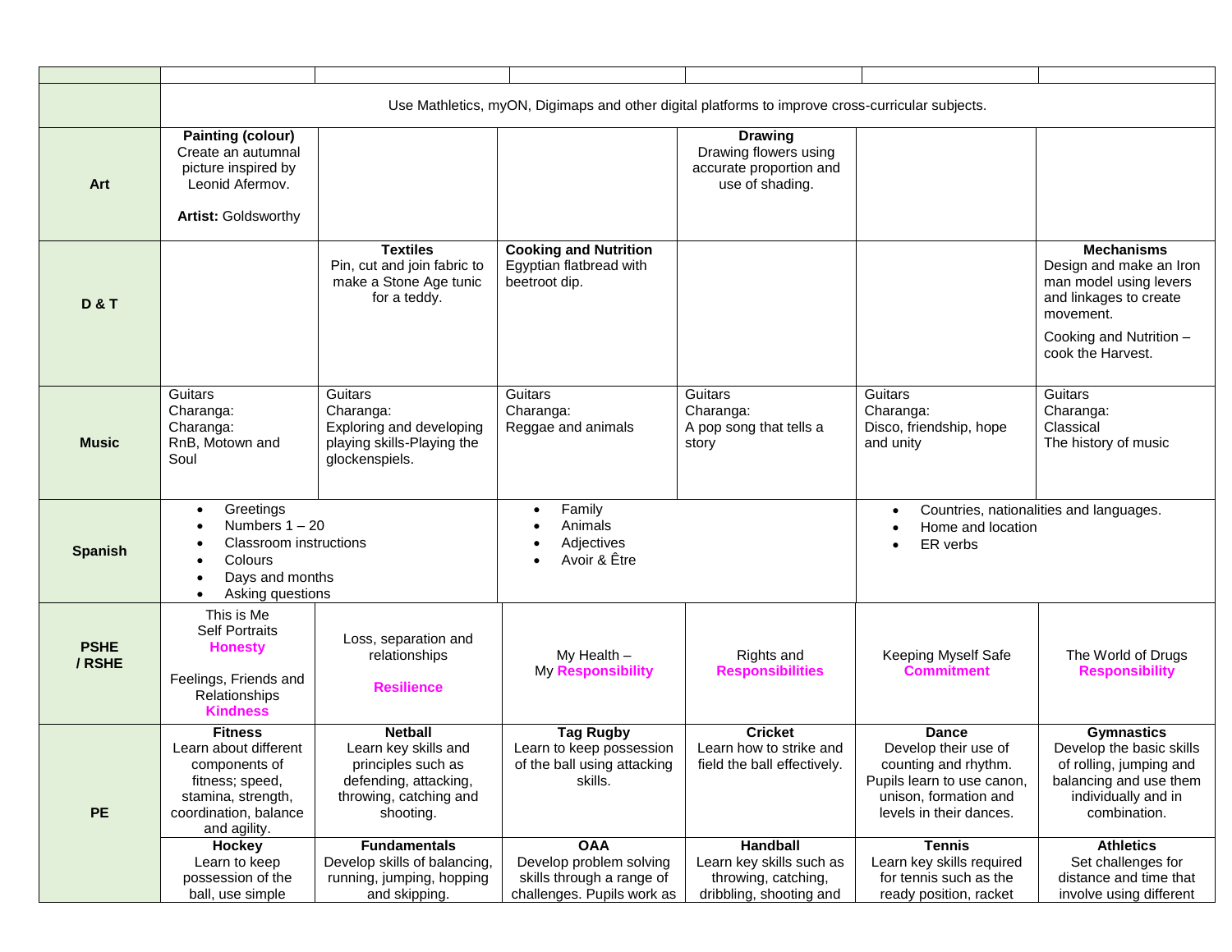| | | | | | | |
|---|---|---|---|---|---|---|
| | Use Mathletics, myON, Digimaps and other digital platforms to improve cross-curricular subjects. | | | | | |
| **Art** | **Painting (colour)** Create an autumnal picture inspired by Leonid Afermov.<br><br>**Artist:** Goldsworthy | | | **Drawing** Drawing flowers using accurate proportion and use of shading. | | |
| **D & T** | | **Textiles** Pin, cut and join fabric to make a Stone Age tunic for a teddy. | **Cooking and Nutrition** Egyptian flatbread with beetroot dip. | | | **Mechanisms** Design and make an Iron man model using levers and linkages to create movement.<br><br>Cooking and Nutrition – cook the Harvest. |
| **Music** | Guitars Charanga: Charanga: RnB, Motown and Soul | Guitars Charanga: Exploring and developing playing skills-Playing the glockenspiels. | Guitars Charanga: Reggae and animals | Guitars Charanga: A pop song that tells a story | Guitars Charanga: Disco, friendship, hope and unity | Guitars Charanga: Classical The history of music |
| **Spanish** | • Greetings<br>• Numbers 1 – 20<br>• Classroom instructions<br>• Colours<br>• Days and months<br>• Asking questions | | • Family<br>• Animals<br>• Adjectives<br>• Avoir & Être | | • Countries, nationalities and languages.<br>• Home and location<br>• ER verbs | |
| **PSHE / RSHE** | This is Me Self Portraits **Honesty**<br><br>Feelings, Friends and Relationships **Kindness** | Loss, separation and relationships<br><br>**Resilience** | My Health – My **Responsibility** | Rights and **Responsibilities** | Keeping Myself Safe **Commitment** | The World of Drugs **Responsibility** |
| **PE** | **Fitness** Learn about different components of fitness; speed, stamina, strength, coordination, balance and agility. | **Netball** Learn key skills and principles such as defending, attacking, throwing, catching and shooting. | **Tag Rugby** Learn to keep possession of the ball using attacking skills. | **Cricket** Learn how to strike and field the ball effectively. | **Dance** Develop their use of counting and rhythm. Pupils learn to use canon, unison, formation and levels in their dances. | **Gymnastics** Develop the basic skills of rolling, jumping and balancing and use them individually and in combination. |
| | **Hockey** Learn to keep possession of the ball, use simple | **Fundamentals** Develop skills of balancing, running, jumping, hopping and skipping. | **OAA** Develop problem solving skills through a range of challenges. Pupils work as | **Handball** Learn key skills such as throwing, catching, dribbling, shooting and | **Tennis** Learn key skills required for tennis such as the ready position, racket | **Athletics** Set challenges for distance and time that involve using different |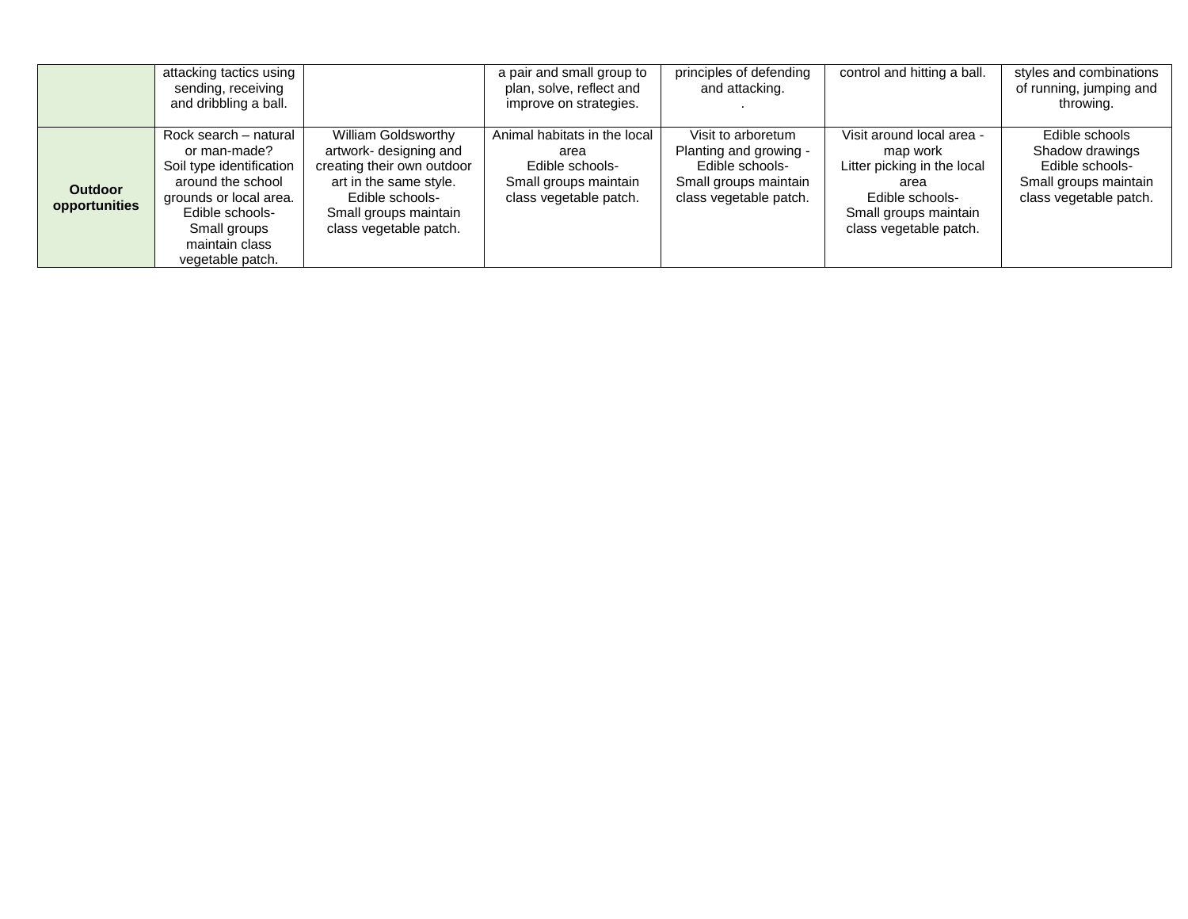| | | | | | | |
|---|---|---|---|---|---|---|
| | attacking tactics using sending, receiving and dribbling a ball. | | a pair and small group to plan, solve, reflect and improve on strategies. | principles of defending and attacking. . | control and hitting a ball. | styles and combinations of running, jumping and throwing. |
| **Outdoor opportunities** | Rock search – natural or man-made? Soil type identification around the school grounds or local area. Edible schools- Small groups maintain class vegetable patch. | William Goldsworthy artwork- designing and creating their own outdoor art in the same style. Edible schools- Small groups maintain class vegetable patch. | Animal habitats in the local area Edible schools- Small groups maintain class vegetable patch. | Visit to arboretum Planting and growing - Edible schools- Small groups maintain class vegetable patch. | Visit around local area - map work Litter picking in the local area Edible schools- Small groups maintain class vegetable patch. | Edible schools Shadow drawings Edible schools- Small groups maintain class vegetable patch. |